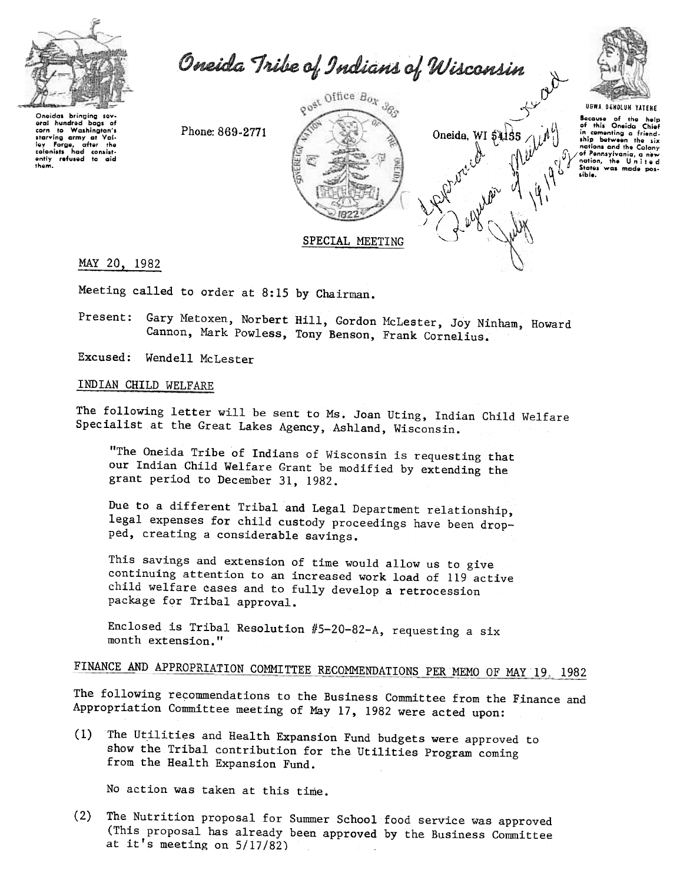# Oneida Tribe of Indians of Wisconsin

Oneidas bringing several hundred bags of corn to Washington's starving army at Valley Forge, after the colonists had consistently refused to aid them.

Phone: 869-2771

Post Office Box 365

Oneida, WI 54155

UGWA DEHOLUN YATENE

Because of the help of this Oneida Chief in cementing a friendship between the six nations and the Colony of Pennsylvania, a new nation, the United States was made possible.

*Approved and read Regular Meeting July 14, 1982*

SPECIAL MEETING

MAY 20, 1982

Meeting called to order at 8:15 by Chairman.

Present: Gary Metoxen, Norbert Hill, Gordon McLester, Joy Ninham, Howard Cannon, Mark Powless, Tony Benson, Frank Cornelius.

Excused: Wendell McLester

## INDIAN CHILD WELFARE

The following letter will be sent to Ms. Joan Uting, Indian Child Welfare Specialist at the Great Lakes Agency, Ashland, Wisconsin.

> "The Oneida Tribe of Indians of Wisconsin is requesting that our Indian Child Welfare Grant be modified by extending the grant period to December 31, 1982.
>
> Due to a different Tribal and Legal Department relationship, legal expenses for child custody proceedings have been dropped, creating a considerable savings.
>
> This savings and extension of time would allow us to give continuing attention to an increased work load of 119 active child welfare cases and to fully develop a retrocession package for Tribal approval.
>
> Enclosed is Tribal Resolution #5-20-82-A, requesting a six month extension."

## FINANCE AND APPROPRIATION COMMITTEE RECOMMENDATIONS PER MEMO OF MAY 19, 1982

The following recommendations to the Business Committee from the Finance and Appropriation Committee meeting of May 17, 1982 were acted upon:

(1) The Utilities and Health Expansion Fund budgets were approved to show the Tribal contribution for the Utilities Program coming from the Health Expansion Fund.

No action was taken at this time.

(2) The Nutrition proposal for Summer School food service was approved (This proposal has already been approved by the Business Committee at it's meeting on 5/17/82)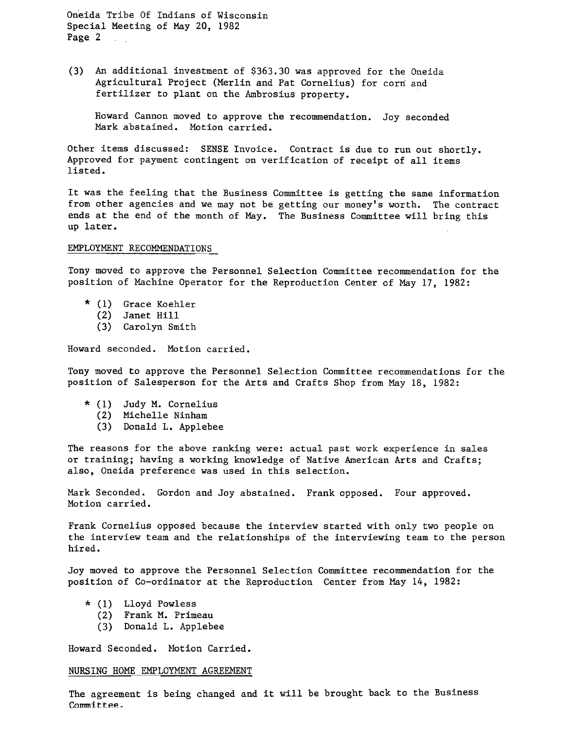(3) An additional investment of $363.30 was approved for the Oneida Agricultural Project (Merlin and Pat Cornelius) for corn and fertilizer to plant on the Ambrosius property.

Howard Cannon moved to approve the recommendation. Joy seconded Mark abstained. Motion carried.

Other items discussed: SENSE Invoice. Contract is due to run out shortly. Approved for payment contingent on verification of receipt of all items listed.

It was the feeling that the Business Committee is getting the same information from other agencies and we may not be getting our money's worth. The contract ends at the end of the month of May. The Business Committee will bring this up later.

EMPLOYMENT RECOMMENDATIONS

Tony moved to approve the Personnel Selection Committee recommendation for the position of Machine Operator for the Reproduction Center of May 17, 1982:

\* (1) Grace Koehler
(2) Janet Hill
(3) Carolyn Smith

Howard seconded. Motion carried.

Tony moved to approve the Personnel Selection Committee recommendations for the position of Salesperson for the Arts and Crafts Shop from May 18, 1982:

\* (1) Judy M. Cornelius
(2) Michelle Ninham
(3) Donald L. Applebee

The reasons for the above ranking were: actual past work experience in sales or training; having a working knowledge of Native American Arts and Crafts; also, Oneida preference was used in this selection.

Mark Seconded. Gordon and Joy abstained. Frank opposed. Four approved. Motion carried.

Frank Cornelius opposed because the interview started with only two people on the interview team and the relationships of the interviewing team to the person hired.

Joy moved to approve the Personnel Selection Committee recommendation for the position of Co-ordinator at the Reproduction Center from May 14, 1982:

\* (1) Lloyd Powless
(2) Frank M. Primeau
(3) Donald L. Applebee

Howard Seconded. Motion Carried.

NURSING HOME EMPLOYMENT AGREEMENT

The agreement is being changed and it will be brought back to the Business Committee.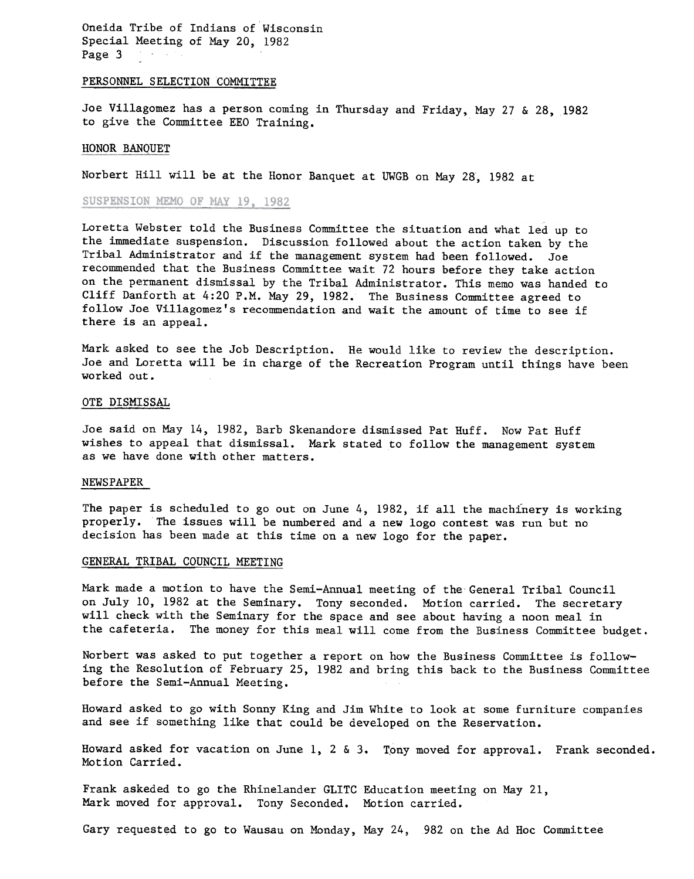Oneida Tribe of Indians of Wisconsin
Special Meeting of May 20, 1982

## PERSONNEL SELECTION COMMITTEE

Joe Villagomez has a person coming in Thursday and Friday, May 27 & 28, 1982 to give the Committee EEO Training.

## HONOR BANQUET

Norbert Hill will be at the Honor Banquet at UWGB on May 28, 1982 at

## SUSPENSION MEMO OF MAY 19, 1982

Loretta Webster told the Business Committee the situation and what led up to the immediate suspension. Discussion followed about the action taken by the Tribal Administrator and if the management system had been followed. Joe recommended that the Business Committee wait 72 hours before they take action on the permanent dismissal by the Tribal Administrator. This memo was handed to Cliff Danforth at 4:20 P.M. May 29, 1982. The Business Committee agreed to follow Joe Villagomez's recommendation and wait the amount of time to see if there is an appeal.

Mark asked to see the Job Description. He would like to review the description. Joe and Loretta will be in charge of the Recreation Program until things have been worked out.

## OTE DISMISSAL

Joe said on May 14, 1982, Barb Skenandore dismissed Pat Huff. Now Pat Huff wishes to appeal that dismissal. Mark stated to follow the management system as we have done with other matters.

## NEWSPAPER

The paper is scheduled to go out on June 4, 1982, if all the machinery is working properly. The issues will be numbered and a new logo contest was run but no decision has been made at this time on a new logo for the paper.

## GENERAL TRIBAL COUNCIL MEETING

Mark made a motion to have the Semi-Annual meeting of the General Tribal Council on July 10, 1982 at the Seminary. Tony seconded. Motion carried. The secretary will check with the Seminary for the space and see about having a noon meal in the cafeteria. The money for this meal will come from the Business Committee budget.

Norbert was asked to put together a report on how the Business Committee is following the Resolution of February 25, 1982 and bring this back to the Business Committee before the Semi-Annual Meeting.

Howard asked to go with Sonny King and Jim White to look at some furniture companies and see if something like that could be developed on the Reservation.

Howard asked for vacation on June 1, 2 & 3. Tony moved for approval. Frank seconded. Motion Carried.

Frank askeded to go the Rhinelander GLITC Education meeting on May 21, Mark moved for approval. Tony Seconded. Motion carried.

Gary requested to go to Wausau on Monday, May 24, 982 on the Ad Hoc Committee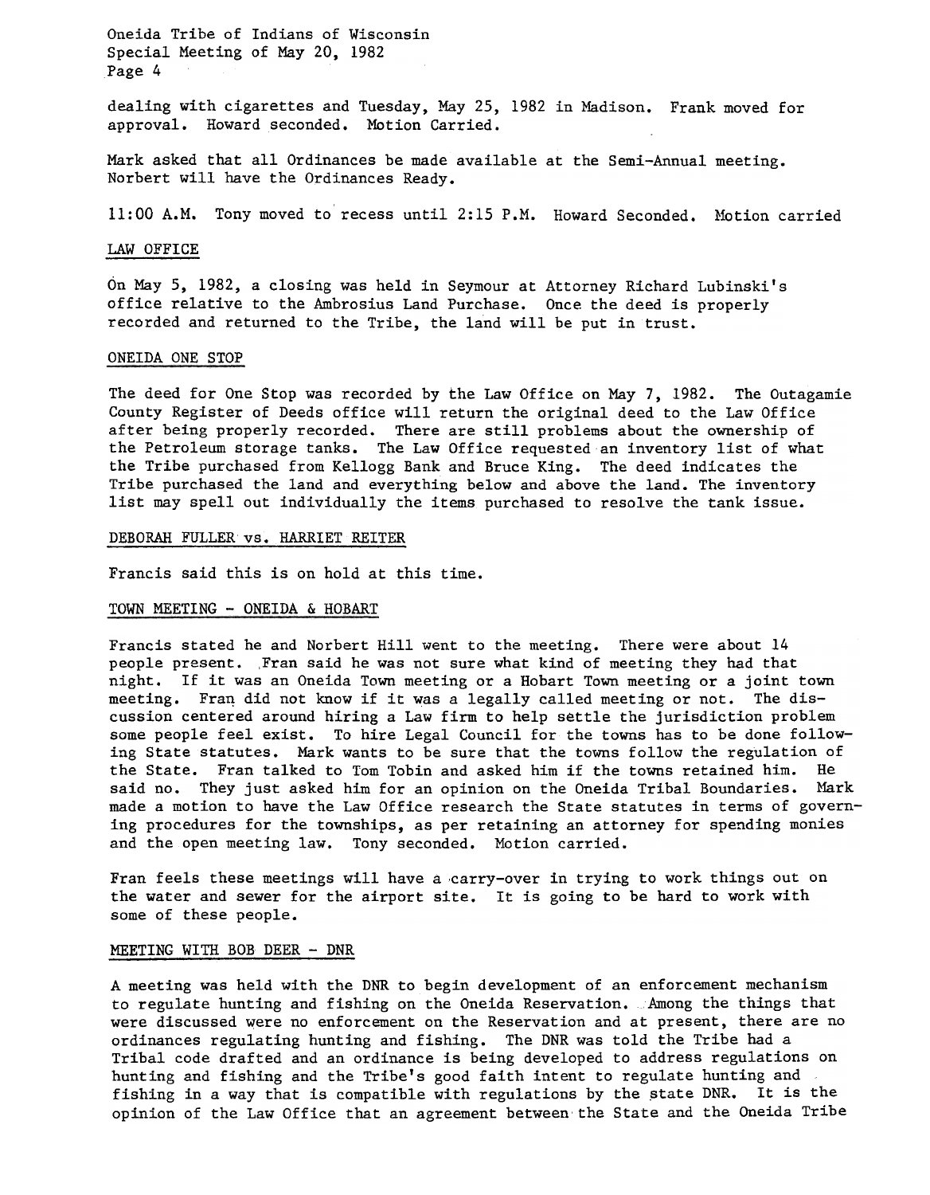dealing with cigarettes and Tuesday, May 25, 1982 in Madison. Frank moved for approval. Howard seconded. Motion Carried.

Mark asked that all Ordinances be made available at the Semi-Annual meeting. Norbert will have the Ordinances Ready.

11:00 A.M. Tony moved to recess until 2:15 P.M. Howard Seconded. Motion carried

## LAW OFFICE

On May 5, 1982, a closing was held in Seymour at Attorney Richard Lubinski's office relative to the Ambrosius Land Purchase. Once the deed is properly recorded and returned to the Tribe, the land will be put in trust.

## ONEIDA ONE STOP

The deed for One Stop was recorded by the Law Office on May 7, 1982. The Outagamie County Register of Deeds office will return the original deed to the Law Office after being properly recorded. There are still problems about the ownership of the Petroleum storage tanks. The Law Office requested an inventory list of what the Tribe purchased from Kellogg Bank and Bruce King. The deed indicates the Tribe purchased the land and everything below and above the land. The inventory list may spell out individually the items purchased to resolve the tank issue.

## DEBORAH FULLER vs. HARRIET REITER

Francis said this is on hold at this time.

## TOWN MEETING - ONEIDA & HOBART

Francis stated he and Norbert Hill went to the meeting. There were about 14 people present. Fran said he was not sure what kind of meeting they had that night. If it was an Oneida Town meeting or a Hobart Town meeting or a joint town meeting. Fran did not know if it was a legally called meeting or not. The discussion centered around hiring a Law firm to help settle the jurisdiction problem some people feel exist. To hire Legal Council for the towns has to be done following State statutes. Mark wants to be sure that the towns follow the regulation of the State. Fran talked to Tom Tobin and asked him if the towns retained him. He said no. They just asked him for an opinion on the Oneida Tribal Boundaries. Mark made a motion to have the Law Office research the State statutes in terms of governing procedures for the townships, as per retaining an attorney for spending monies and the open meeting law. Tony seconded. Motion carried.

Fran feels these meetings will have a carry-over in trying to work things out on the water and sewer for the airport site. It is going to be hard to work with some of these people.

## MEETING WITH BOB DEER - DNR

A meeting was held with the DNR to begin development of an enforcement mechanism to regulate hunting and fishing on the Oneida Reservation. Among the things that were discussed were no enforcement on the Reservation and at present, there are no ordinances regulating hunting and fishing. The DNR was told the Tribe had a Tribal code drafted and an ordinance is being developed to address regulations on hunting and fishing and the Tribe's good faith intent to regulate hunting and fishing in a way that is compatible with regulations by the state DNR. It is the opinion of the Law Office that an agreement between the State and the Oneida Tribe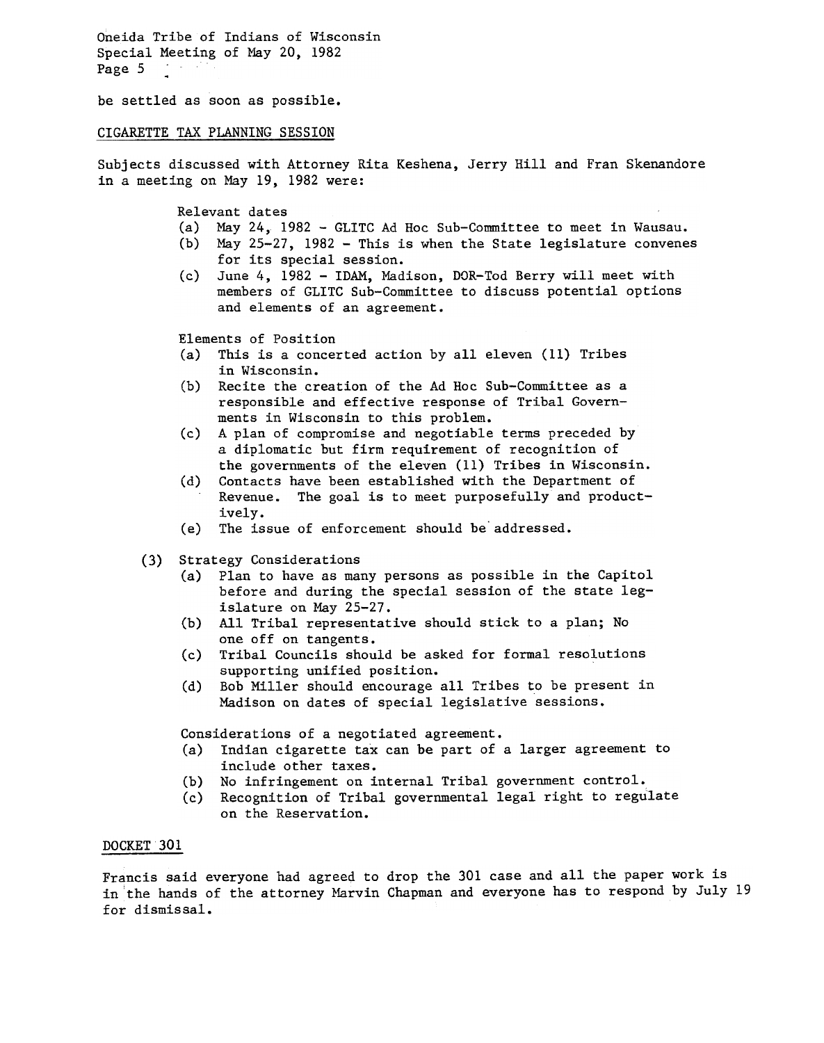be settled as soon as possible.

## CIGARETTE TAX PLANNING SESSION

Subjects discussed with Attorney Rita Keshena, Jerry Hill and Fran Skenandore in a meeting on May 19, 1982 were:

Relevant dates

- (a) May 24, 1982 - GLITC Ad Hoc Sub-Committee to meet in Wausau.
- (b) May 25-27, 1982 - This is when the State legislature convenes for its special session.
- (c) June 4, 1982 - IDAM, Madison, DOR-Tod Berry will meet with members of GLITC Sub-Committee to discuss potential options and elements of an agreement.

Elements of Position

- (a) This is a concerted action by all eleven (11) Tribes in Wisconsin.
- (b) Recite the creation of the Ad Hoc Sub-Committee as a responsible and effective response of Tribal Governments in Wisconsin to this problem.
- (c) A plan of compromise and negotiable terms preceded by a diplomatic but firm requirement of recognition of the governments of the eleven (11) Tribes in Wisconsin.
- (d) Contacts have been established with the Department of Revenue. The goal is to meet purposefully and productively.
- (e) The issue of enforcement should be addressed.

(3) Strategy Considerations

- (a) Plan to have as many persons as possible in the Capitol before and during the special session of the state legislature on May 25-27.
- (b) All Tribal representative should stick to a plan; No one off on tangents.
- (c) Tribal Councils should be asked for formal resolutions supporting unified position.
- (d) Bob Miller should encourage all Tribes to be present in Madison on dates of special legislative sessions.

Considerations of a negotiated agreement.

- (a) Indian cigarette tax can be part of a larger agreement to include other taxes.
- (b) No infringement on internal Tribal government control.
- (c) Recognition of Tribal governmental legal right to regulate on the Reservation.

## DOCKET 301

Francis said everyone had agreed to drop the 301 case and all the paper work is in the hands of the attorney Marvin Chapman and everyone has to respond by July 19 for dismissal.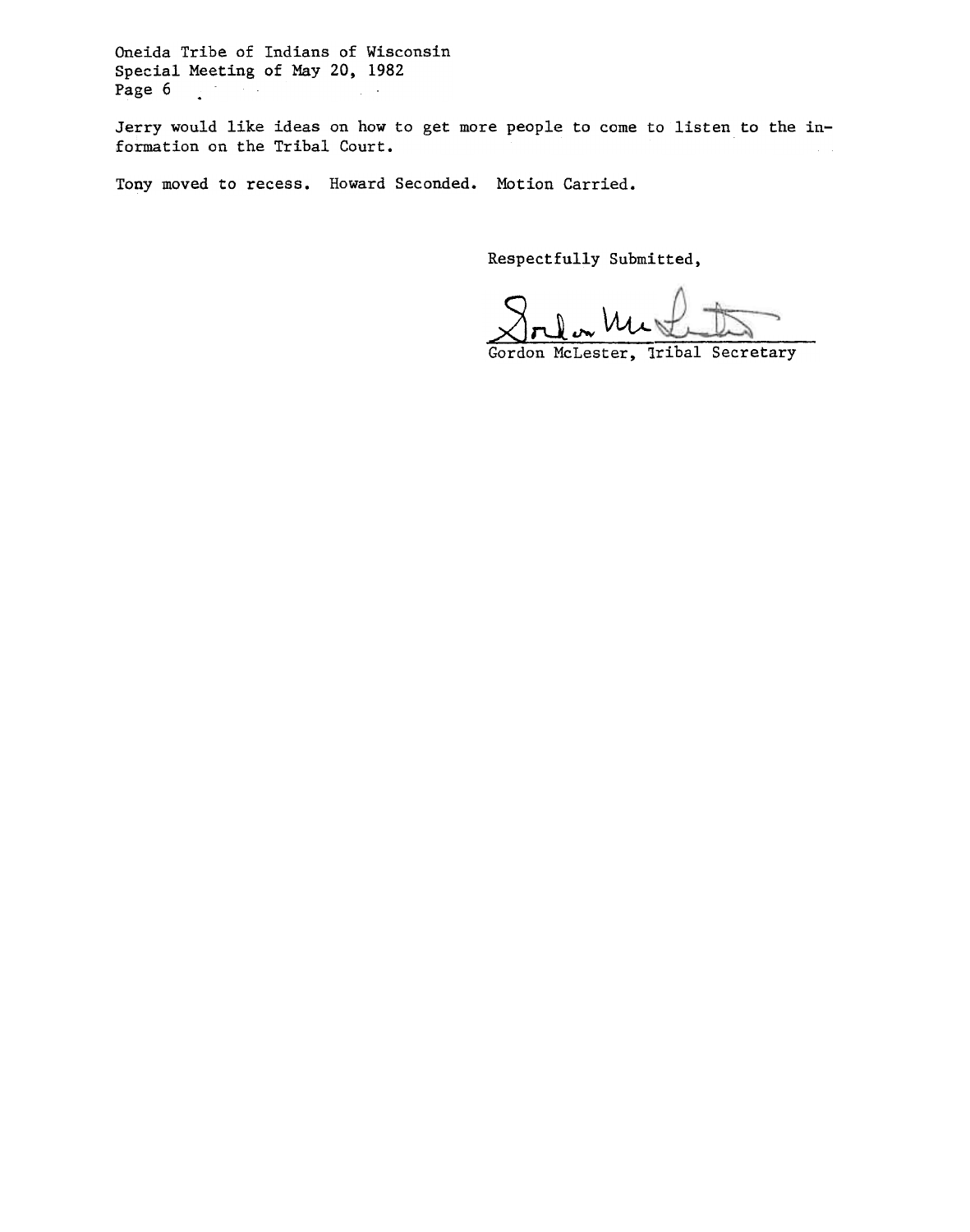Jerry would like ideas on how to get more people to come to listen to the information on the Tribal Court.

Tony moved to recess. Howard Seconded. Motion Carried.

Respectfully Submitted,

Gordon McLester, Tribal Secretary